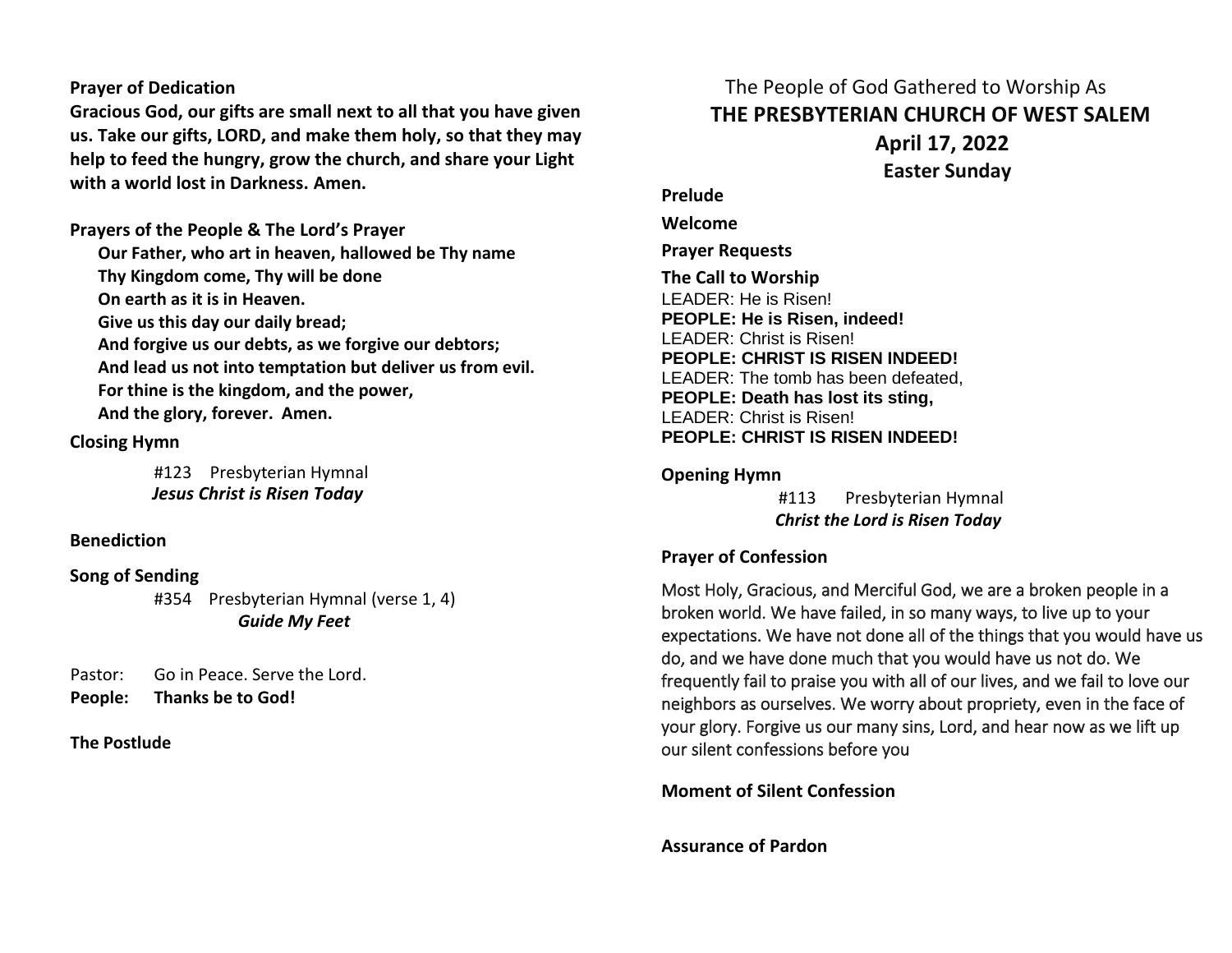**Prayer of Dedication**

**Gracious God, our gifts are small next to all that you have given us. Take our gifts, LORD, and make them holy, so that they may help to feed the hungry, grow the church, and share your Light with a world lost in Darkness. Amen.**

**Prayers of the People & The Lord's Prayer**

**Our Father, who art in heaven, hallowed be Thy name**
**Thy Kingdom come, Thy will be done**
**On earth as it is in Heaven.**
**Give us this day our daily bread;**
**And forgive us our debts, as we forgive our debtors;**
**And lead us not into temptation but deliver us from evil.**
**For thine is the kingdom, and the power,**
**And the glory, forever. Amen.**

**Closing Hymn**

#123 Presbyterian Hymnal
***Jesus Christ is Risen Today***

**Benediction**

**Song of Sending**

#354 Presbyterian Hymnal (verse 1, 4)
***Guide My Feet***

Pastor: Go in Peace. Serve the Lord.
**People: Thanks be to God!**

**The Postlude**

The People of God Gathered to Worship As

# THE PRESBYTERIAN CHURCH OF WEST SALEM

## April 17, 2022

## Easter Sunday

**Prelude**

**Welcome**

**Prayer Requests**

**The Call to Worship**

LEADER: He is Risen!
**PEOPLE: He is Risen, indeed!**
LEADER: Christ is Risen!
**PEOPLE: CHRIST IS RISEN INDEED!**
LEADER: The tomb has been defeated,
**PEOPLE: Death has lost its sting,**
LEADER: Christ is Risen!
**PEOPLE: CHRIST IS RISEN INDEED!**

**Opening Hymn**

#113 Presbyterian Hymnal
***Christ the Lord is Risen Today***

**Prayer of Confession**

Most Holy, Gracious, and Merciful God, we are a broken people in a broken world. We have failed, in so many ways, to live up to your expectations. We have not done all of the things that you would have us do, and we have done much that you would have us not do. We frequently fail to praise you with all of our lives, and we fail to love our neighbors as ourselves. We worry about propriety, even in the face of your glory. Forgive us our many sins, Lord, and hear now as we lift up our silent confessions before you

**Moment of Silent Confession**

**Assurance of Pardon**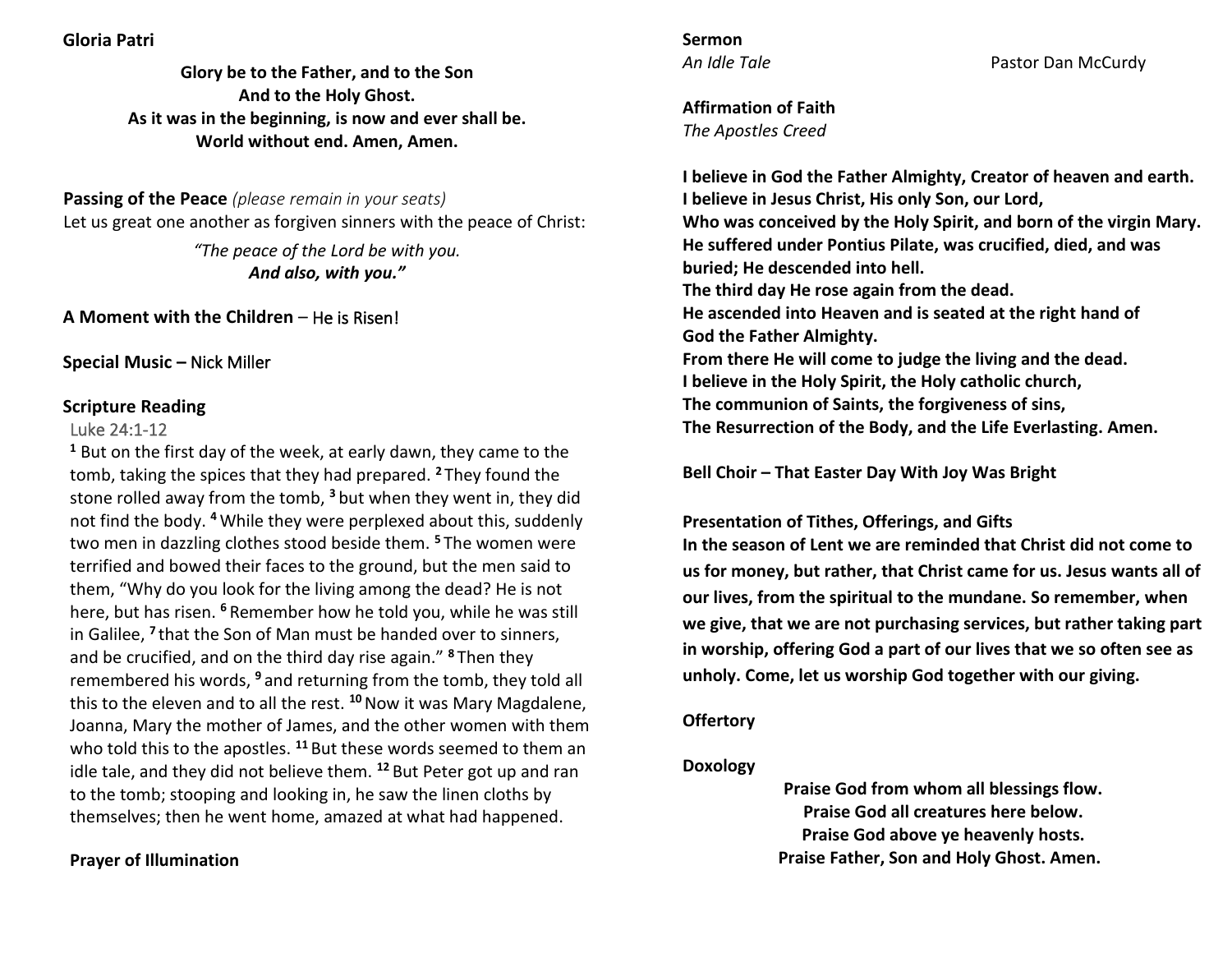**Gloria Patri**

**Glory be to the Father, and to the Son**
**And to the Holy Ghost.**
**As it was in the beginning, is now and ever shall be.**
**World without end. Amen, Amen.**

**Passing of the Peace** *(please remain in your seats)*
Let us great one another as forgiven sinners with the peace of Christ:

*"The peace of the Lord be with you.*
***And also, with you."***

**A Moment with the Children** – He is Risen!

**Special Music –** Nick Miller

**Scripture Reading**
Luke 24:1-12

[1] But on the first day of the week, at early dawn, they came to the tomb, taking the spices that they had prepared. [2] They found the stone rolled away from the tomb, [3] but when they went in, they did not find the body. [4] While they were perplexed about this, suddenly two men in dazzling clothes stood beside them. [5] The women were terrified and bowed their faces to the ground, but the men said to them, "Why do you look for the living among the dead? He is not here, but has risen. [6] Remember how he told you, while he was still in Galilee, [7] that the Son of Man must be handed over to sinners, and be crucified, and on the third day rise again." [8] Then they remembered his words, [9] and returning from the tomb, they told all this to the eleven and to all the rest. [10] Now it was Mary Magdalene, Joanna, Mary the mother of James, and the other women with them who told this to the apostles. [11] But these words seemed to them an idle tale, and they did not believe them. [12] But Peter got up and ran to the tomb; stooping and looking in, he saw the linen cloths by themselves; then he went home, amazed at what had happened.

**Prayer of Illumination**

**Sermon**
*An Idle Tale* Pastor Dan McCurdy

**Affirmation of Faith**
*The Apostles Creed*

**I believe in God the Father Almighty, Creator of heaven and earth.**
**I believe in Jesus Christ, His only Son, our Lord,**
**Who was conceived by the Holy Spirit, and born of the virgin Mary.**
**He suffered under Pontius Pilate, was crucified, died, and was buried; He descended into hell.**
**The third day He rose again from the dead.**
**He ascended into Heaven and is seated at the right hand of God the Father Almighty.**
**From there He will come to judge the living and the dead.**
**I believe in the Holy Spirit, the Holy catholic church,**
**The communion of Saints, the forgiveness of sins,**
**The Resurrection of the Body, and the Life Everlasting. Amen.**

**Bell Choir – That Easter Day With Joy Was Bright**

**Presentation of Tithes, Offerings, and Gifts**
**In the season of Lent we are reminded that Christ did not come to us for money, but rather, that Christ came for us. Jesus wants all of our lives, from the spiritual to the mundane. So remember, when we give, that we are not purchasing services, but rather taking part in worship, offering God a part of our lives that we so often see as unholy. Come, let us worship God together with our giving.**

**Offertory**

**Doxology**

**Praise God from whom all blessings flow.**
**Praise God all creatures here below.**
**Praise God above ye heavenly hosts.**
**Praise Father, Son and Holy Ghost. Amen.**